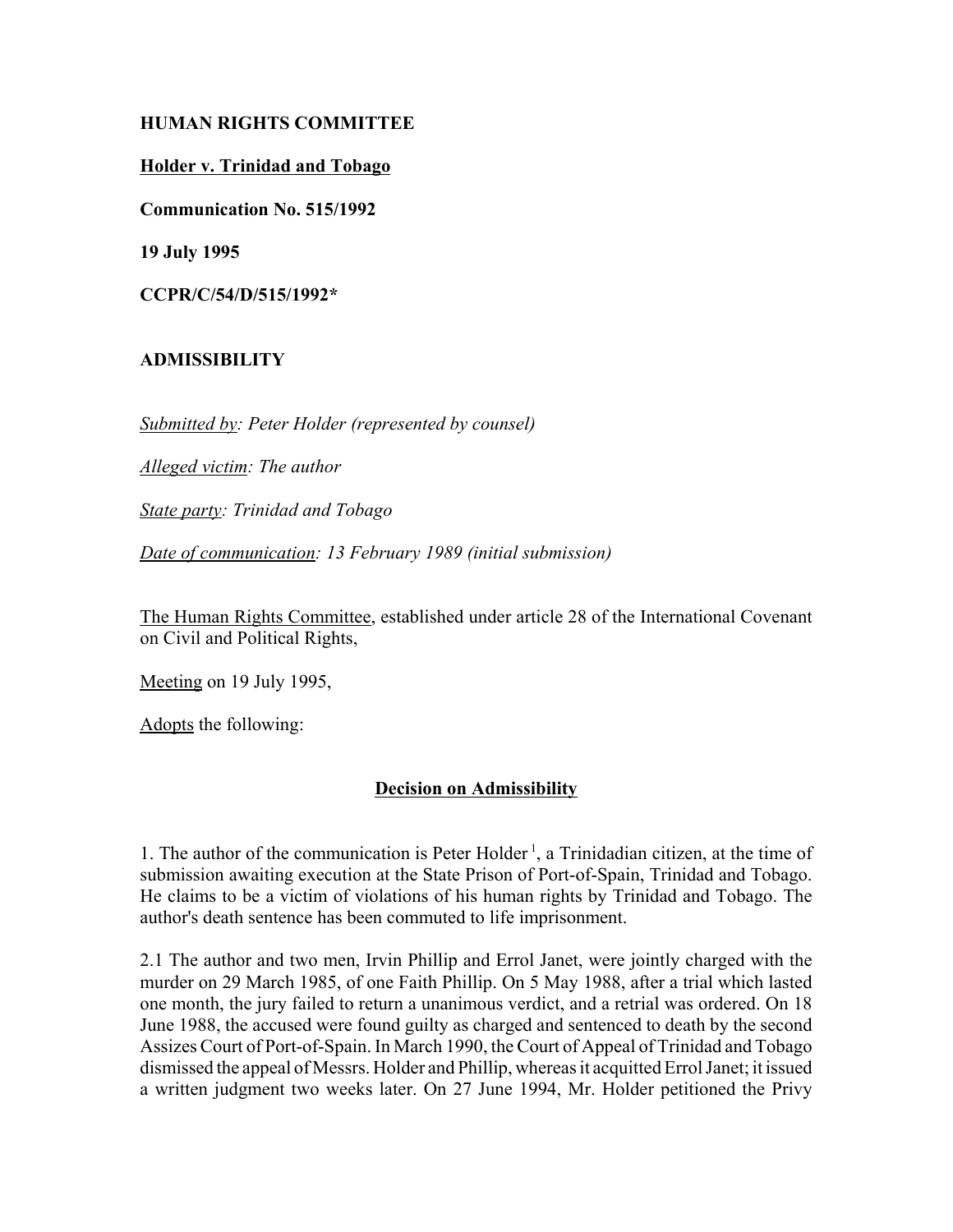**HUMAN RIGHTS COMMITTEE**

**Holder v. Trinidad and Tobago**

**Communication No. 515/1992**

**19 July 1995**

**CCPR/C/54/D/515/1992***

**ADMISSIBILITY**

*Submitted by: Peter Holder (represented by counsel)*

*Alleged victim: The author*

*State party: Trinidad and Tobago*

*Date of communication: 13 February 1989 (initial submission)*

The Human Rights Committee, established under article 28 of the International Covenant on Civil and Political Rights,

Meeting on 19 July 1995,

Adopts the following:

**Decision on Admissibility**

1. The author of the communication is Peter Holder [1], a Trinidadian citizen, at the time of submission awaiting execution at the State Prison of Port-of-Spain, Trinidad and Tobago. He claims to be a victim of violations of his human rights by Trinidad and Tobago. The author's death sentence has been commuted to life imprisonment.

2.1 The author and two men, Irvin Phillip and Errol Janet, were jointly charged with the murder on 29 March 1985, of one Faith Phillip. On 5 May 1988, after a trial which lasted one month, the jury failed to return a unanimous verdict, and a retrial was ordered. On 18 June 1988, the accused were found guilty as charged and sentenced to death by the second Assizes Court of Port-of-Spain. In March 1990, the Court of Appeal of Trinidad and Tobago dismissed the appeal of Messrs. Holder and Phillip, whereas it acquitted Errol Janet; it issued a written judgment two weeks later. On 27 June 1994, Mr. Holder petitioned the Privy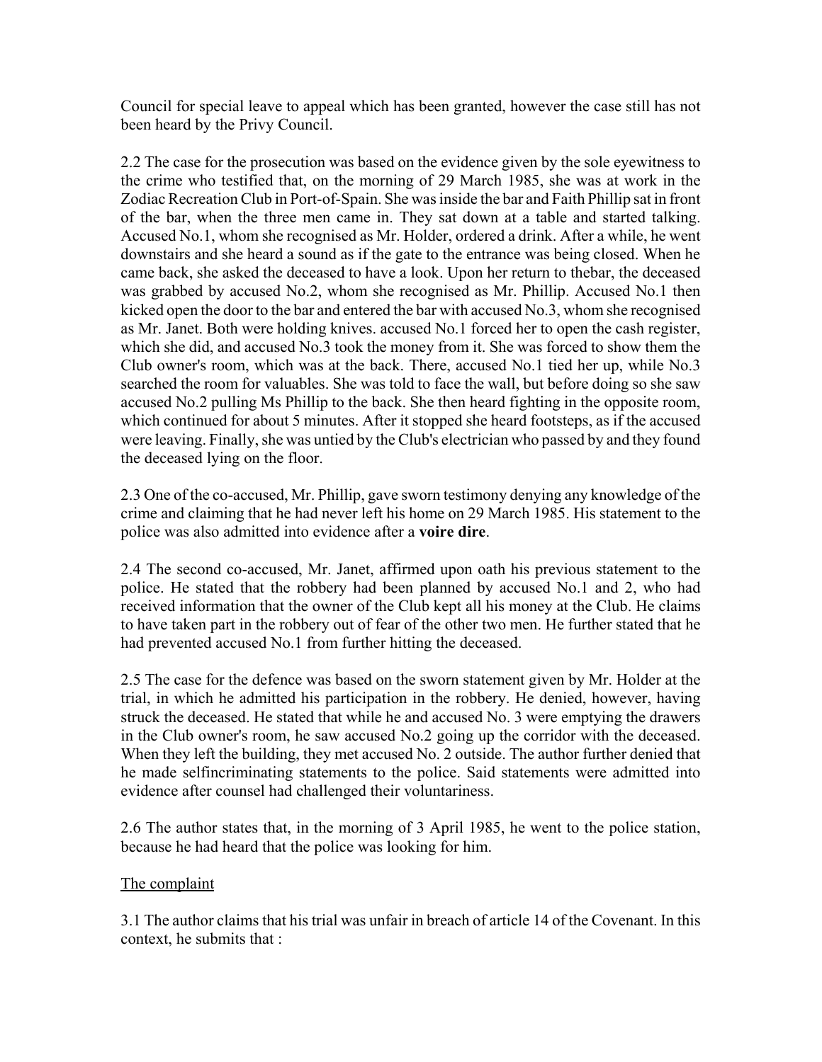Council for special leave to appeal which has been granted, however the case still has not been heard by the Privy Council.

2.2 The case for the prosecution was based on the evidence given by the sole eyewitness to the crime who testified that, on the morning of 29 March 1985, she was at work in the Zodiac Recreation Club in Port-of-Spain. She was inside the bar and Faith Phillip sat in front of the bar, when the three men came in. They sat down at a table and started talking. Accused No.1, whom she recognised as Mr. Holder, ordered a drink. After a while, he went downstairs and she heard a sound as if the gate to the entrance was being closed. When he came back, she asked the deceased to have a look. Upon her return to thebar, the deceased was grabbed by accused No.2, whom she recognised as Mr. Phillip. Accused No.1 then kicked open the door to the bar and entered the bar with accused No.3, whom she recognised as Mr. Janet. Both were holding knives. accused No.1 forced her to open the cash register, which she did, and accused No.3 took the money from it. She was forced to show them the Club owner's room, which was at the back. There, accused No.1 tied her up, while No.3 searched the room for valuables. She was told to face the wall, but before doing so she saw accused No.2 pulling Ms Phillip to the back. She then heard fighting in the opposite room, which continued for about 5 minutes. After it stopped she heard footsteps, as if the accused were leaving. Finally, she was untied by the Club's electrician who passed by and they found the deceased lying on the floor.

2.3 One of the co-accused, Mr. Phillip, gave sworn testimony denying any knowledge of the crime and claiming that he had never left his home on 29 March 1985. His statement to the police was also admitted into evidence after a **voire dire**.

2.4 The second co-accused, Mr. Janet, affirmed upon oath his previous statement to the police. He stated that the robbery had been planned by accused No.1 and 2, who had received information that the owner of the Club kept all his money at the Club. He claims to have taken part in the robbery out of fear of the other two men. He further stated that he had prevented accused No.1 from further hitting the deceased.

2.5 The case for the defence was based on the sworn statement given by Mr. Holder at the trial, in which he admitted his participation in the robbery. He denied, however, having struck the deceased. He stated that while he and accused No. 3 were emptying the drawers in the Club owner's room, he saw accused No.2 going up the corridor with the deceased. When they left the building, they met accused No. 2 outside. The author further denied that he made selfincriminating statements to the police. Said statements were admitted into evidence after counsel had challenged their voluntariness.

2.6 The author states that, in the morning of 3 April 1985, he went to the police station, because he had heard that the police was looking for him.

## The complaint

3.1 The author claims that his trial was unfair in breach of article 14 of the Covenant. In this context, he submits that :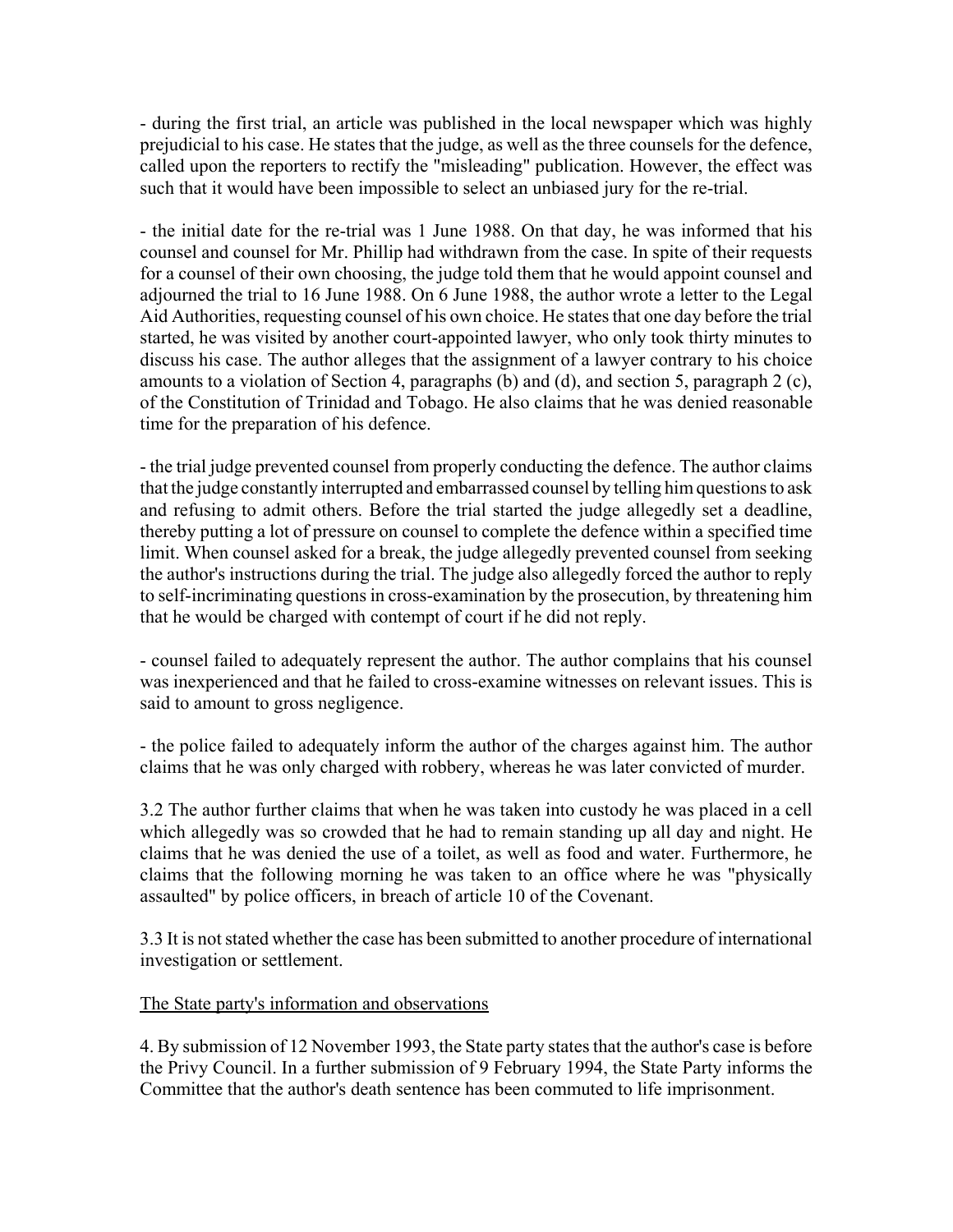- during the first trial, an article was published in the local newspaper which was highly prejudicial to his case. He states that the judge, as well as the three counsels for the defence, called upon the reporters to rectify the "misleading" publication. However, the effect was such that it would have been impossible to select an unbiased jury for the re-trial.

- the initial date for the re-trial was 1 June 1988. On that day, he was informed that his counsel and counsel for Mr. Phillip had withdrawn from the case. In spite of their requests for a counsel of their own choosing, the judge told them that he would appoint counsel and adjourned the trial to 16 June 1988. On 6 June 1988, the author wrote a letter to the Legal Aid Authorities, requesting counsel of his own choice. He states that one day before the trial started, he was visited by another court-appointed lawyer, who only took thirty minutes to discuss his case. The author alleges that the assignment of a lawyer contrary to his choice amounts to a violation of Section 4, paragraphs (b) and (d), and section 5, paragraph 2 (c), of the Constitution of Trinidad and Tobago. He also claims that he was denied reasonable time for the preparation of his defence.

- the trial judge prevented counsel from properly conducting the defence. The author claims that the judge constantly interrupted and embarrassed counsel by telling him questions to ask and refusing to admit others. Before the trial started the judge allegedly set a deadline, thereby putting a lot of pressure on counsel to complete the defence within a specified time limit. When counsel asked for a break, the judge allegedly prevented counsel from seeking the author's instructions during the trial. The judge also allegedly forced the author to reply to self-incriminating questions in cross-examination by the prosecution, by threatening him that he would be charged with contempt of court if he did not reply.

- counsel failed to adequately represent the author. The author complains that his counsel was inexperienced and that he failed to cross-examine witnesses on relevant issues. This is said to amount to gross negligence.

- the police failed to adequately inform the author of the charges against him. The author claims that he was only charged with robbery, whereas he was later convicted of murder.

3.2 The author further claims that when he was taken into custody he was placed in a cell which allegedly was so crowded that he had to remain standing up all day and night. He claims that he was denied the use of a toilet, as well as food and water. Furthermore, he claims that the following morning he was taken to an office where he was "physically assaulted" by police officers, in breach of article 10 of the Covenant.

3.3 It is not stated whether the case has been submitted to another procedure of international investigation or settlement.

<u>The State party's information and observations</u>

4. By submission of 12 November 1993, the State party states that the author's case is before the Privy Council. In a further submission of 9 February 1994, the State Party informs the Committee that the author's death sentence has been commuted to life imprisonment.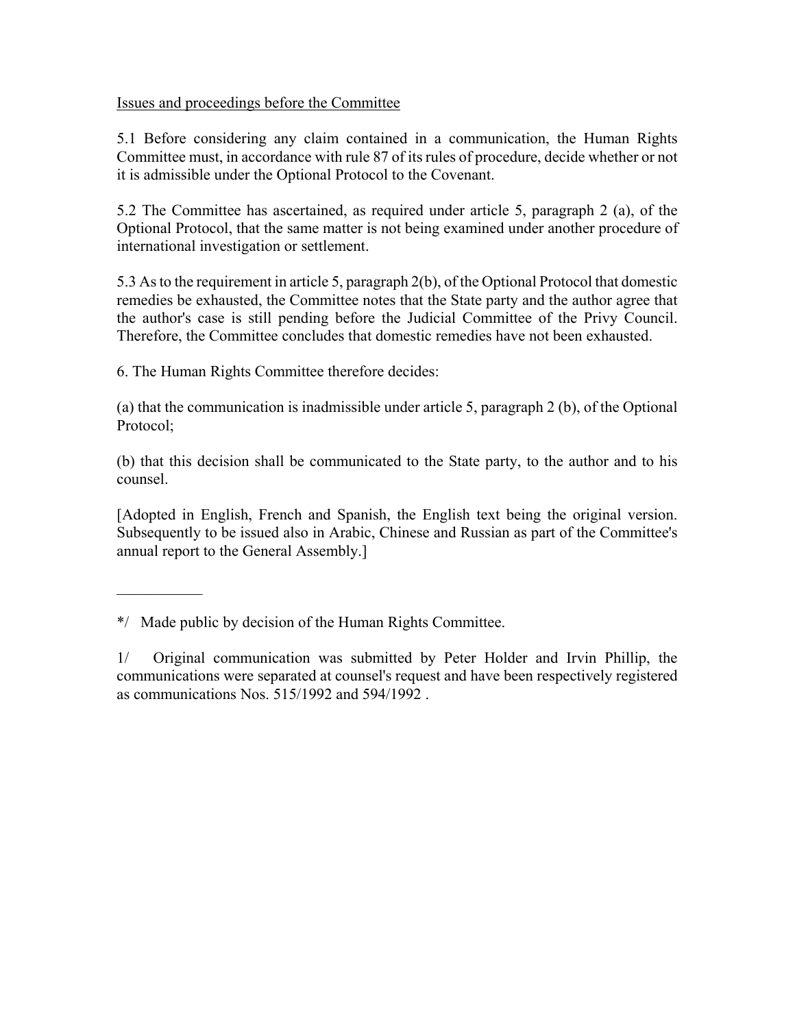Issues and proceedings before the Committee

5.1 Before considering any claim contained in a communication, the Human Rights Committee must, in accordance with rule 87 of its rules of procedure, decide whether or not it is admissible under the Optional Protocol to the Covenant.

5.2 The Committee has ascertained, as required under article 5, paragraph 2 (a), of the Optional Protocol, that the same matter is not being examined under another procedure of international investigation or settlement.

5.3 As to the requirement in article 5, paragraph 2(b), of the Optional Protocol that domestic remedies be exhausted, the Committee notes that the State party and the author agree that the author's case is still pending before the Judicial Committee of the Privy Council. Therefore, the Committee concludes that domestic remedies have not been exhausted.

6. The Human Rights Committee therefore decides:

(a) that the communication is inadmissible under article 5, paragraph 2 (b), of the Optional Protocol;

(b) that this decision shall be communicated to the State party, to the author and to his counsel.

[Adopted in English, French and Spanish, the English text being the original version. Subsequently to be issued also in Arabic, Chinese and Russian as part of the Committee's annual report to the General Assembly.]

---

*/ Made public by decision of the Human Rights Committee.

1/ Original communication was submitted by Peter Holder and Irvin Phillip, the communications were separated at counsel's request and have been respectively registered as communications Nos. 515/1992 and 594/1992 .